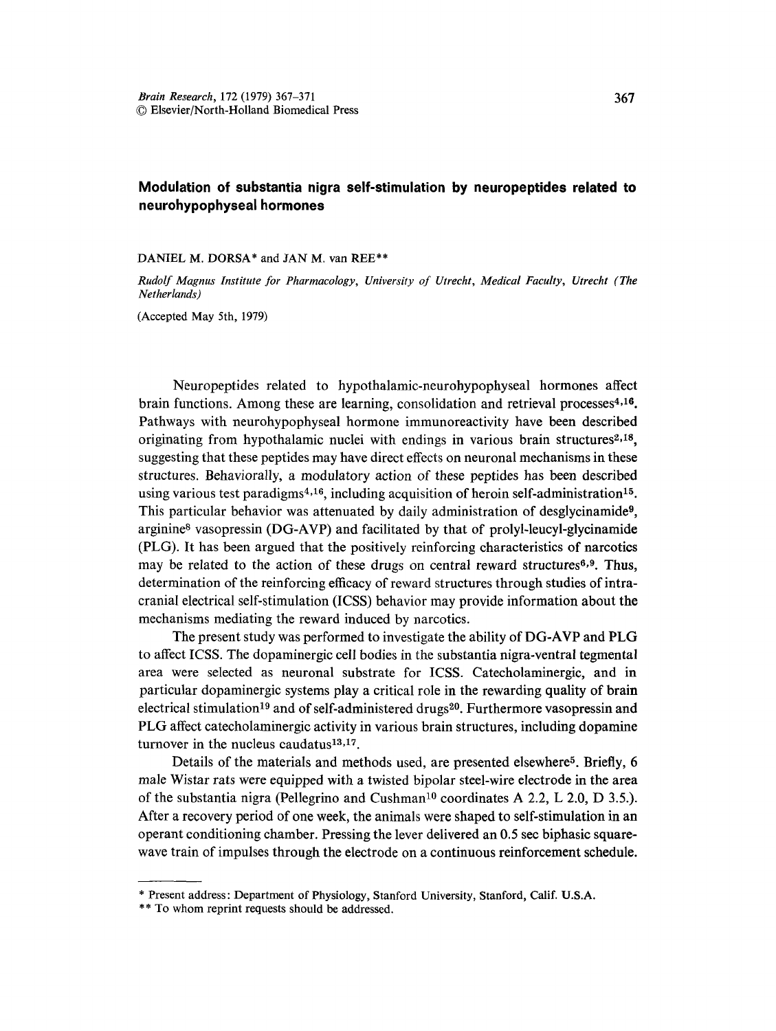# Modulation of substantia nigra self-stimulation by neuropeptides related to neurohypophyseal hormones

DANIEL M. DORSA* and JAN M. van REE**

*Rudolf Magnus Institute for Pharmacology, University of Utrecht, Medical Faculty, Utrecht (The Netherlands)*

(Accepted May 5th, 1979)

Neuropeptides related to hypothalamic-neurohypophyseal hormones affect brain functions. Among these are learning, consolidation and retrieval processes[4,16]. Pathways with neurohypophyseal hormone immunoreactivity have been described originating from hypothalamic nuclei with endings in various brain structures[2,18], suggesting that these peptides may have direct effects on neuronal mechanisms in these structures. Behaviorally, a modulatory action of these peptides has been described using various test paradigms[4,16], including acquisition of heroin self-administration[15]. This particular behavior was attenuated by daily administration of desglycinamide[9], arginine[8] vasopressin (DG-AVP) and facilitated by that of prolyl-leucyl-glycinamide (PLG). It has been argued that the positively reinforcing characteristics of narcotics may be related to the action of these drugs on central reward structures[6,9]. Thus, determination of the reinforcing efficacy of reward structures through studies of intracranial electrical self-stimulation (ICSS) behavior may provide information about the mechanisms mediating the reward induced by narcotics.

The present study was performed to investigate the ability of DG-AVP and PLG to affect ICSS. The dopaminergic cell bodies in the substantia nigra-ventral tegmental area were selected as neuronal substrate for ICSS. Catecholaminergic, and in particular dopaminergic systems play a critical role in the rewarding quality of brain electrical stimulation[19] and of self-administered drugs[20]. Furthermore vasopressin and PLG affect catecholaminergic activity in various brain structures, including dopamine turnover in the nucleus caudatus[13,17].

Details of the materials and methods used, are presented elsewhere[5]. Briefly, 6 male Wistar rats were equipped with a twisted bipolar steel-wire electrode in the area of the substantia nigra (Pellegrino and Cushman[10] coordinates A 2.2, L 2.0, D 3.5.). After a recovery period of one week, the animals were shaped to self-stimulation in an operant conditioning chamber. Pressing the lever delivered an 0.5 sec biphasic square-wave train of impulses through the electrode on a continuous reinforcement schedule.

* Present address: Department of Physiology, Stanford University, Stanford, Calif. U.S.A.

** To whom reprint requests should be addressed.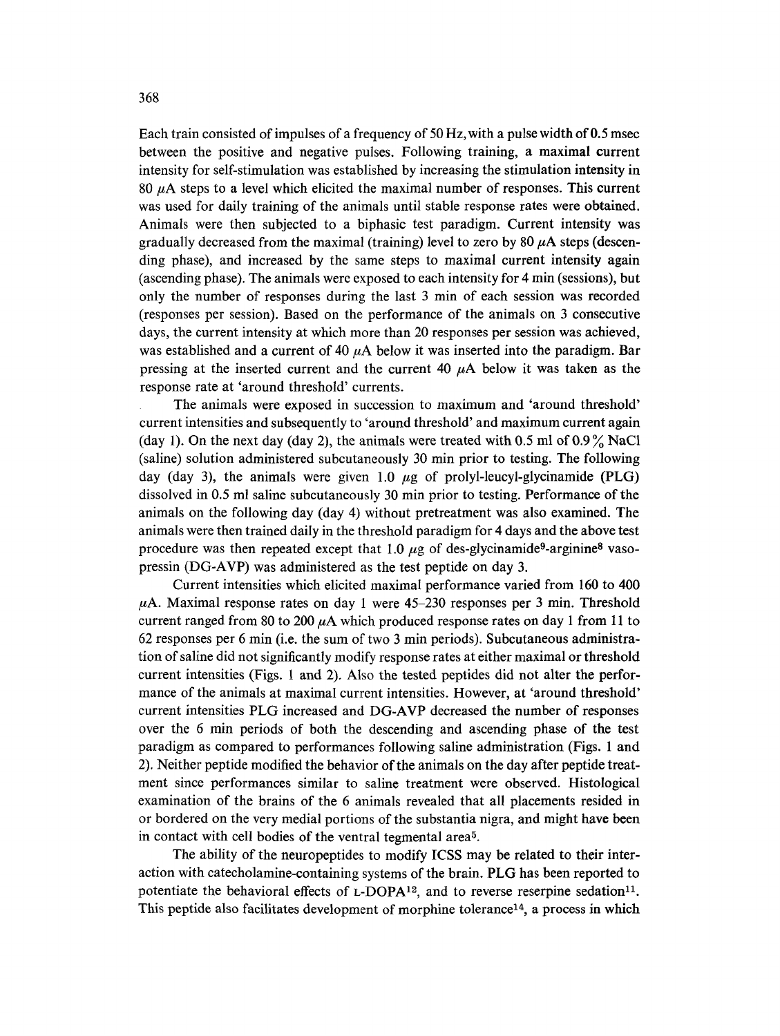Each train consisted of impulses of a frequency of 50 Hz, with a pulse width of 0.5 msec between the positive and negative pulses. Following training, a maximal current intensity for self-stimulation was established by increasing the stimulation intensity in 80 $\mu$A steps to a level which elicited the maximal number of responses. This current was used for daily training of the animals until stable response rates were obtained. Animals were then subjected to a biphasic test paradigm. Current intensity was gradually decreased from the maximal (training) level to zero by 80 $\mu$A steps (descending phase), and increased by the same steps to maximal current intensity again (ascending phase). The animals were exposed to each intensity for 4 min (sessions), but only the number of responses during the last 3 min of each session was recorded (responses per session). Based on the performance of the animals on 3 consecutive days, the current intensity at which more than 20 responses per session was achieved, was established and a current of 40 $\mu$A below it was inserted into the paradigm. Bar pressing at the inserted current and the current 40 $\mu$A below it was taken as the response rate at 'around threshold' currents.

The animals were exposed in succession to maximum and 'around threshold' current intensities and subsequently to 'around threshold' and maximum current again (day 1). On the next day (day 2), the animals were treated with 0.5 ml of 0.9% NaCl (saline) solution administered subcutaneously 30 min prior to testing. The following day (day 3), the animals were given 1.0 $\mu$g of prolyl-leucyl-glycinamide (PLG) dissolved in 0.5 ml saline subcutaneously 30 min prior to testing. Performance of the animals on the following day (day 4) without pretreatment was also examined. The animals were then trained daily in the threshold paradigm for 4 days and the above test procedure was then repeated except that 1.0 $\mu$g of des-glycinamide$^{9}$-arginine$^{8}$ vasopressin (DG-AVP) was administered as the test peptide on day 3.

Current intensities which elicited maximal performance varied from 160 to 400 $\mu$A. Maximal response rates on day 1 were 45–230 responses per 3 min. Threshold current ranged from 80 to 200 $\mu$A which produced response rates on day 1 from 11 to 62 responses per 6 min (i.e. the sum of two 3 min periods). Subcutaneous administration of saline did not significantly modify response rates at either maximal or threshold current intensities (Figs. 1 and 2). Also the tested peptides did not alter the performance of the animals at maximal current intensities. However, at 'around threshold' current intensities PLG increased and DG-AVP decreased the number of responses over the 6 min periods of both the descending and ascending phase of the test paradigm as compared to performances following saline administration (Figs. 1 and 2). Neither peptide modified the behavior of the animals on the day after peptide treatment since performances similar to saline treatment were observed. Histological examination of the brains of the 6 animals revealed that all placements resided in or bordered on the very medial portions of the substantia nigra, and might have been in contact with cell bodies of the ventral tegmental area[5].

The ability of the neuropeptides to modify ICSS may be related to their interaction with catecholamine-containing systems of the brain. PLG has been reported to potentiate the behavioral effects of L-DOPA[12], and to reverse reserpine sedation[11]. This peptide also facilitates development of morphine tolerance[14], a process in which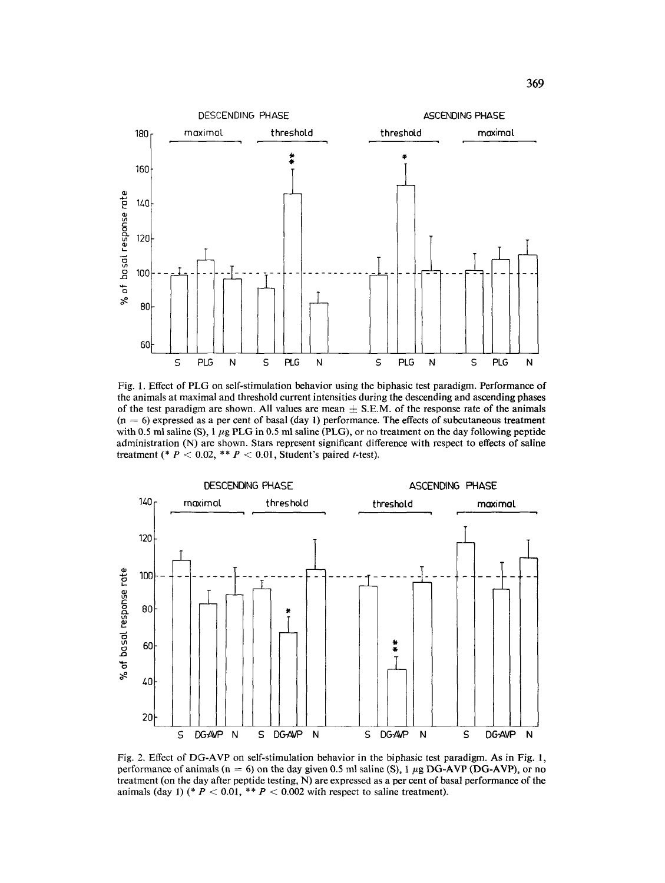Fig. 1. Effect of PLG on self-stimulation behavior using the biphasic test paradigm. Performance of the animals at maximal and threshold current intensities during the descending and ascending phases of the test paradigm are shown. All values are mean ± S.E.M. of the response rate of the animals (n = 6) expressed as a per cent of basal (day 1) performance. The effects of subcutaneous treatment with 0.5 ml saline (S), 1 $\mu$g PLG in 0.5 ml saline (PLG), or no treatment on the day following peptide administration (N) are shown. Stars represent significant difference with respect to effects of saline treatment (* $P < 0.02$, ** $P < 0.01$, Student's paired $t$-test).

Fig. 2. Effect of DG-AVP on self-stimulation behavior in the biphasic test paradigm. As in Fig. 1, performance of animals (n = 6) on the day given 0.5 ml saline (S), 1 $\mu$g DG-AVP (DG-AVP), or no treatment (on the day after peptide testing, N) are expressed as a per cent of basal performance of the animals (day 1) (* $P < 0.01$, ** $P < 0.002$ with respect to saline treatment).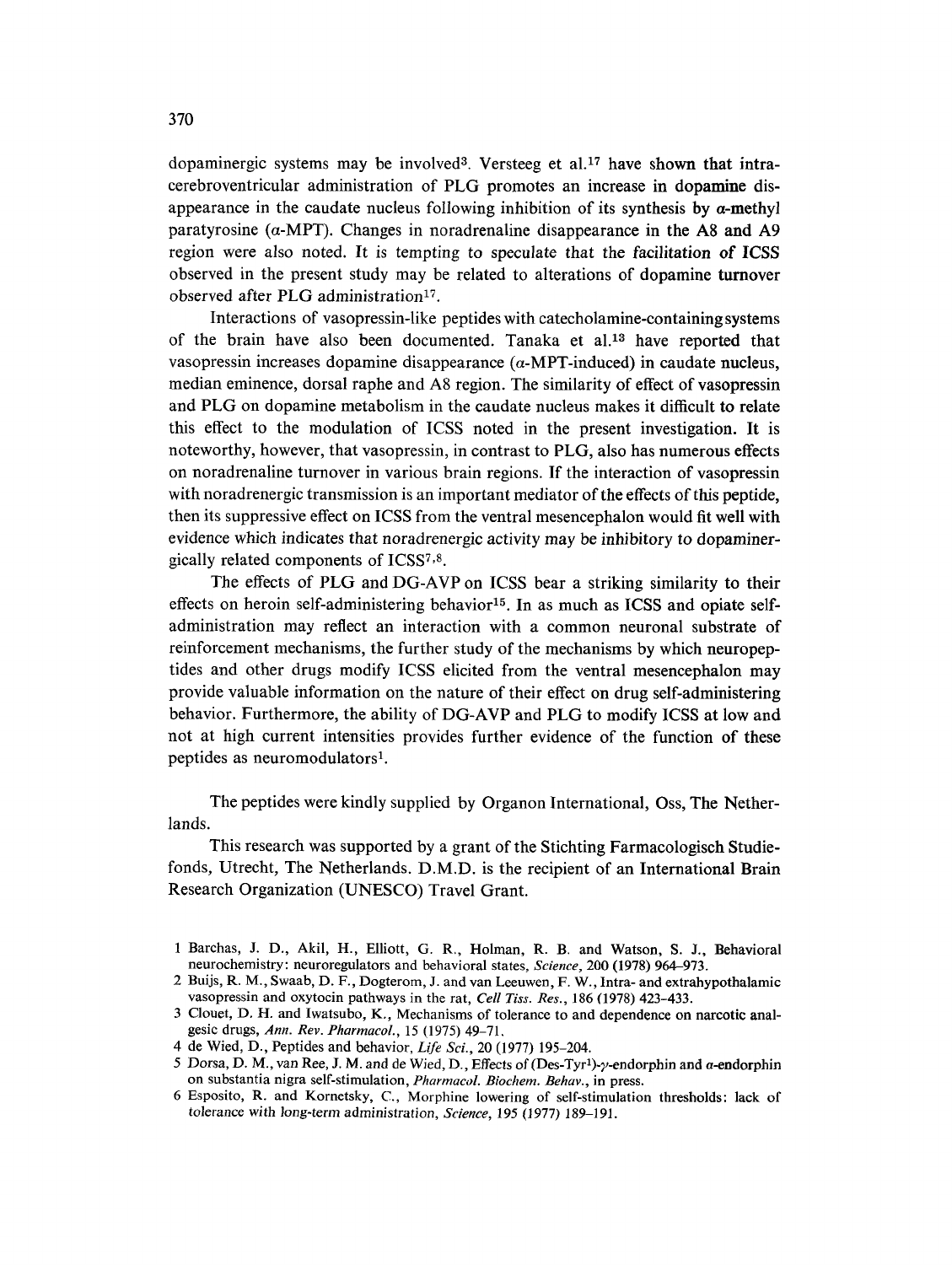dopaminergic systems may be involved[3]. Versteeg et al.[17] have shown that intracerebroventricular administration of PLG promotes an increase in dopamine disappearance in the caudate nucleus following inhibition of its synthesis by $\alpha$-methyl paratyrosine ($\alpha$-MPT). Changes in noradrenaline disappearance in the A8 and A9 region were also noted. It is tempting to speculate that the facilitation of ICSS observed in the present study may be related to alterations of dopamine turnover observed after PLG administration[17].

Interactions of vasopressin-like peptides with catecholamine-containing systems of the brain have also been documented. Tanaka et al.[13] have reported that vasopressin increases dopamine disappearance ($\alpha$-MPT-induced) in caudate nucleus, median eminence, dorsal raphe and A8 region. The similarity of effect of vasopressin and PLG on dopamine metabolism in the caudate nucleus makes it difficult to relate this effect to the modulation of ICSS noted in the present investigation. It is noteworthy, however, that vasopressin, in contrast to PLG, also has numerous effects on noradrenaline turnover in various brain regions. If the interaction of vasopressin with noradrenergic transmission is an important mediator of the effects of this peptide, then its suppressive effect on ICSS from the ventral mesencephalon would fit well with evidence which indicates that noradrenergic activity may be inhibitory to dopaminergically related components of ICSS[7,8].

The effects of PLG and DG-AVP on ICSS bear a striking similarity to their effects on heroin self-administering behavior[15]. In as much as ICSS and opiate self-administration may reflect an interaction with a common neuronal substrate of reinforcement mechanisms, the further study of the mechanisms by which neuropeptides and other drugs modify ICSS elicited from the ventral mesencephalon may provide valuable information on the nature of their effect on drug self-administering behavior. Furthermore, the ability of DG-AVP and PLG to modify ICSS at low and not at high current intensities provides further evidence of the function of these peptides as neuromodulators[1].

The peptides were kindly supplied by Organon International, Oss, The Netherlands.

This research was supported by a grant of the Stichting Farmacologisch Studiefonds, Utrecht, The Netherlands. D.M.D. is the recipient of an International Brain Research Organization (UNESCO) Travel Grant.

1 Barchas, J. D., Akil, H., Elliott, G. R., Holman, R. B. and Watson, S. J., Behavioral neurochemistry: neuroregulators and behavioral states, *Science*, 200 (1978) 964–973.

2 Buijs, R. M., Swaab, D. F., Dogterom, J. and van Leeuwen, F. W., Intra- and extrahypothalamic vasopressin and oxytocin pathways in the rat, *Cell Tiss. Res.*, 186 (1978) 423–433.

3 Clouet, D. H. and Iwatsubo, K., Mechanisms of tolerance to and dependence on narcotic analgesic drugs, *Ann. Rev. Pharmacol.*, 15 (1975) 49–71.

4 de Wied, D., Peptides and behavior, *Life Sci.*, 20 (1977) 195–204.

5 Dorsa, D. M., van Ree, J. M. and de Wied, D., Effects of (Des-Tyr[1])-$\gamma$-endorphin and $\alpha$-endorphin on substantia nigra self-stimulation, *Pharmacol. Biochem. Behav.*, in press.

6 Esposito, R. and Kornetsky, C., Morphine lowering of self-stimulation thresholds: lack of tolerance with long-term administration, *Science*, 195 (1977) 189–191.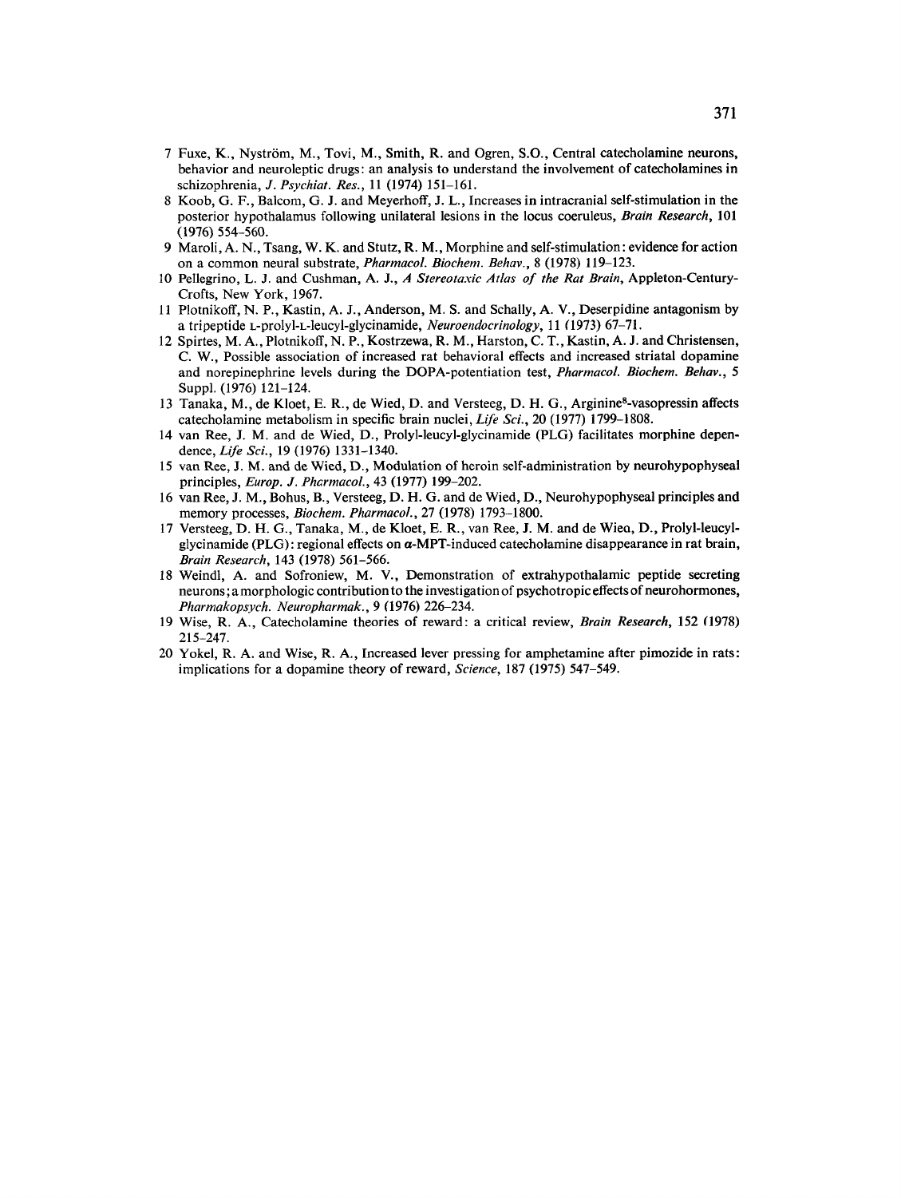7 Fuxe, K., Nyström, M., Tovi, M., Smith, R. and Ogren, S.O., Central catecholamine neurons, behavior and neuroleptic drugs: an analysis to understand the involvement of catecholamines in schizophrenia, *J. Psychiat. Res.*, 11 (1974) 151–161.

8 Koob, G. F., Balcom, G. J. and Meyerhoff, J. L., Increases in intracranial self-stimulation in the posterior hypothalamus following unilateral lesions in the locus coeruleus, *Brain Research*, 101 (1976) 554–560.

9 Maroli, A. N., Tsang, W. K. and Stutz, R. M., Morphine and self-stimulation: evidence for action on a common neural substrate, *Pharmacol. Biochem. Behav.*, 8 (1978) 119–123.

10 Pellegrino, L. J. and Cushman, A. J., *A Stereotaxic Atlas of the Rat Brain*, Appleton-Century-Crofts, New York, 1967.

11 Plotnikoff, N. P., Kastin, A. J., Anderson, M. S. and Schally, A. V., Deserpidine antagonism by a tripeptide L-prolyl-L-leucyl-glycinamide, *Neuroendocrinology*, 11 (1973) 67–71.

12 Spirtes, M. A., Plotnikoff, N. P., Kostrzewa, R. M., Harston, C. T., Kastin, A. J. and Christensen, C. W., Possible association of increased rat behavioral effects and increased striatal dopamine and norepinephrine levels during the DOPA-potentiation test, *Pharmacol. Biochem. Behav.*, 5 Suppl. (1976) 121–124.

13 Tanaka, M., de Kloet, E. R., de Wied, D. and Versteeg, D. H. G., Arginine$^8$-vasopressin affects catecholamine metabolism in specific brain nuclei, *Life Sci.*, 20 (1977) 1799–1808.

14 van Ree, J. M. and de Wied, D., Prolyl-leucyl-glycinamide (PLG) facilitates morphine dependence, *Life Sci.*, 19 (1976) 1331–1340.

15 van Ree, J. M. and de Wied, D., Modulation of heroin self-administration by neurohypophyseal principles, *Europ. J. Pharmacol.*, 43 (1977) 199–202.

16 van Ree, J. M., Bohus, B., Versteeg, D. H. G. and de Wied, D., Neurohypophyseal principles and memory processes, *Biochem. Pharmacol.*, 27 (1978) 1793–1800.

17 Versteeg, D. H. G., Tanaka, M., de Kloet, E. R., van Ree, J. M. and de Wied, D., Prolyl-leucyl-glycinamide (PLG): regional effects on α-MPT-induced catecholamine disappearance in rat brain, *Brain Research*, 143 (1978) 561–566.

18 Weindl, A. and Sofroniew, M. V., Demonstration of extrahypothalamic peptide secreting neurons; a morphologic contribution to the investigation of psychotropic effects of neurohormones, *Pharmakopsych. Neuropharmak.*, 9 (1976) 226–234.

19 Wise, R. A., Catecholamine theories of reward: a critical review, *Brain Research*, 152 (1978) 215–247.

20 Yokel, R. A. and Wise, R. A., Increased lever pressing for amphetamine after pimozide in rats: implications for a dopamine theory of reward, *Science*, 187 (1975) 547–549.